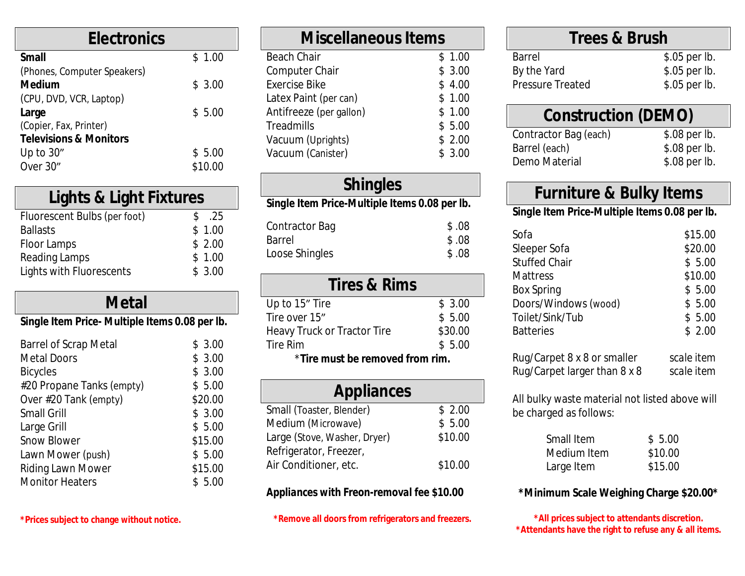## Electronics

| Item | Price |
|---|---|
| **Small** (Phones, Computer Speakers) | $ 1.00 |
| **Medium** (CPU, DVD, VCR, Laptop) | $ 3.00 |
| **Large** (Copier, Fax, Printer) | $ 5.00 |
| **Televisions & Monitors** | |
| Up to 30" | $ 5.00 |
| Over 30" | $10.00 |

## Lights & Light Fixtures

| Item | Price |
|---|---|
| Fluorescent Bulbs (per foot) | $ .25 |
| Ballasts | $ 1.00 |
| Floor Lamps | $ 2.00 |
| Reading Lamps | $ 1.00 |
| Lights with Fluorescents | $ 3.00 |

## Metal

**Single Item Price- Multiple Items 0.08 per lb.**

| Item | Price |
|---|---|
| Barrel of Scrap Metal | $ 3.00 |
| Metal Doors | $ 3.00 |
| Bicycles | $ 3.00 |
| #20 Propane Tanks (empty) | $ 5.00 |
| Over #20 Tank (empty) | $20.00 |
| Small Grill | $ 3.00 |
| Large Grill | $ 5.00 |
| Snow Blower | $15.00 |
| Lawn Mower (push) | $ 5.00 |
| Riding Lawn Mower | $15.00 |
| Monitor Heaters | $ 5.00 |

**\*Prices subject to change without notice.**

## Miscellaneous Items

| Item | Price |
|---|---|
| Beach Chair | $ 1.00 |
| Computer Chair | $ 3.00 |
| Exercise Bike | $ 4.00 |
| Latex Paint (per can) | $ 1.00 |
| Antifreeze (per gallon) | $ 1.00 |
| Treadmills | $ 5.00 |
| Vacuum (Uprights) | $ 2.00 |
| Vacuum (Canister) | $ 3.00 |

## Shingles

**Single Item Price-Multiple Items 0.08 per lb.**

| Item | Price |
|---|---|
| Contractor Bag | $ .08 |
| Barrel | $ .08 |
| Loose Shingles | $ .08 |

## Tires & Rims

| Item | Price |
|---|---|
| Up to 15" Tire | $ 3.00 |
| Tire over 15" | $ 5.00 |
| Heavy Truck or Tractor Tire | $30.00 |
| Tire Rim | $ 5.00 |

\***Tire must be removed from rim.**

## Appliances

| Item | Price |
|---|---|
| Small (Toaster, Blender) | $ 2.00 |
| Medium (Microwave) | $ 5.00 |
| Large (Stove, Washer, Dryer) | $10.00 |
| Refrigerator, Freezer, Air Conditioner, etc. | $10.00 |

**Appliances with Freon-removal fee $10.00**

**\*Remove all doors from refrigerators and freezers.**

## Trees & Brush

| Item | Price |
|---|---|
| Barrel | $.05 per lb. |
| By the Yard | $.05 per lb. |
| Pressure Treated | $.05 per lb. |

## Construction (DEMO)

| Item | Price |
|---|---|
| Contractor Bag (each) | $.08 per lb. |
| Barrel (each) | $.08 per lb. |
| Demo Material | $.08 per lb. |

## Furniture & Bulky Items

**Single Item Price-Multiple Items 0.08 per lb.**

| Item | Price |
|---|---|
| Sofa | $15.00 |
| Sleeper Sofa | $20.00 |
| Stuffed Chair | $ 5.00 |
| Mattress | $10.00 |
| Box Spring | $ 5.00 |
| Doors/Windows (wood) | $ 5.00 |
| Toilet/Sink/Tub | $ 5.00 |
| Batteries | $ 2.00 |
| Rug/Carpet 8 x 8 or smaller | scale item |
| Rug/Carpet larger than 8 x 8 | scale item |

All bulky waste material not listed above will be charged as follows:

| Item | Price |
|---|---|
| Small Item | $ 5.00 |
| Medium Item | $10.00 |
| Large Item | $15.00 |

**\*Minimum Scale Weighing Charge $20.00\***

**\*All prices subject to attendants discretion.**
**\*Attendants have the right to refuse any & all items.**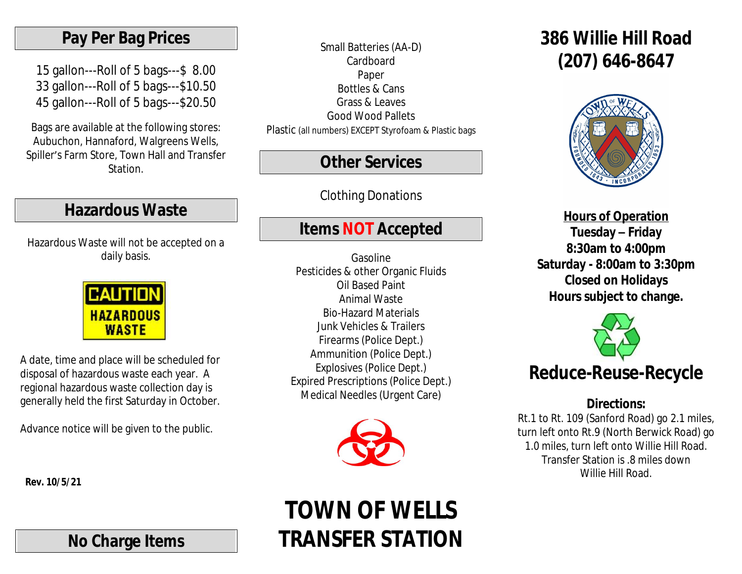## Pay Per Bag Prices

15 gallon---Roll of 5 bags---$ 8.00
33 gallon---Roll of 5 bags---$10.50
45 gallon---Roll of 5 bags---$20.50

Bags are available at the following stores: Aubuchon, Hannaford, Walgreens Wells, Spiller's Farm Store, Town Hall and Transfer Station.

## Hazardous Waste

Hazardous Waste will not be accepted on a daily basis.

A date, time and place will be scheduled for disposal of hazardous waste each year. A regional hazardous waste collection day is generally held the first Saturday in October.

Advance notice will be given to the public.

**Rev. 10/5/21**

## No Charge Items

Small Batteries (AA-D)
Cardboard
Paper
Bottles & Cans
Grass & Leaves
Good Wood Pallets
Plastic (all numbers) EXCEPT Styrofoam & Plastic bags

## Other Services

Clothing Donations

## Items NOT Accepted

Gasoline
Pesticides & other Organic Fluids
Oil Based Paint
Animal Waste
Bio-Hazard Materials
Junk Vehicles & Trailers
Firearms (Police Dept.)
Ammunition (Police Dept.)
Explosives (Police Dept.)
Expired Prescriptions (Police Dept.)
Medical Needles (Urgent Care)

# TOWN OF WELLS TRANSFER STATION

## 386 Willie Hill Road (207) 646-8647

**Hours of Operation**
**Tuesday – Friday**
**8:30am to 4:00pm**
**Saturday - 8:00am to 3:30pm**
**Closed on Holidays**
**Hours subject to change.**

## Reduce-Reuse-Recycle

**Directions:**
Rt.1 to Rt. 109 (Sanford Road) go 2.1 miles, turn left onto Rt.9 (North Berwick Road) go 1.0 miles, turn left onto Willie Hill Road. Transfer Station is .8 miles down Willie Hill Road.